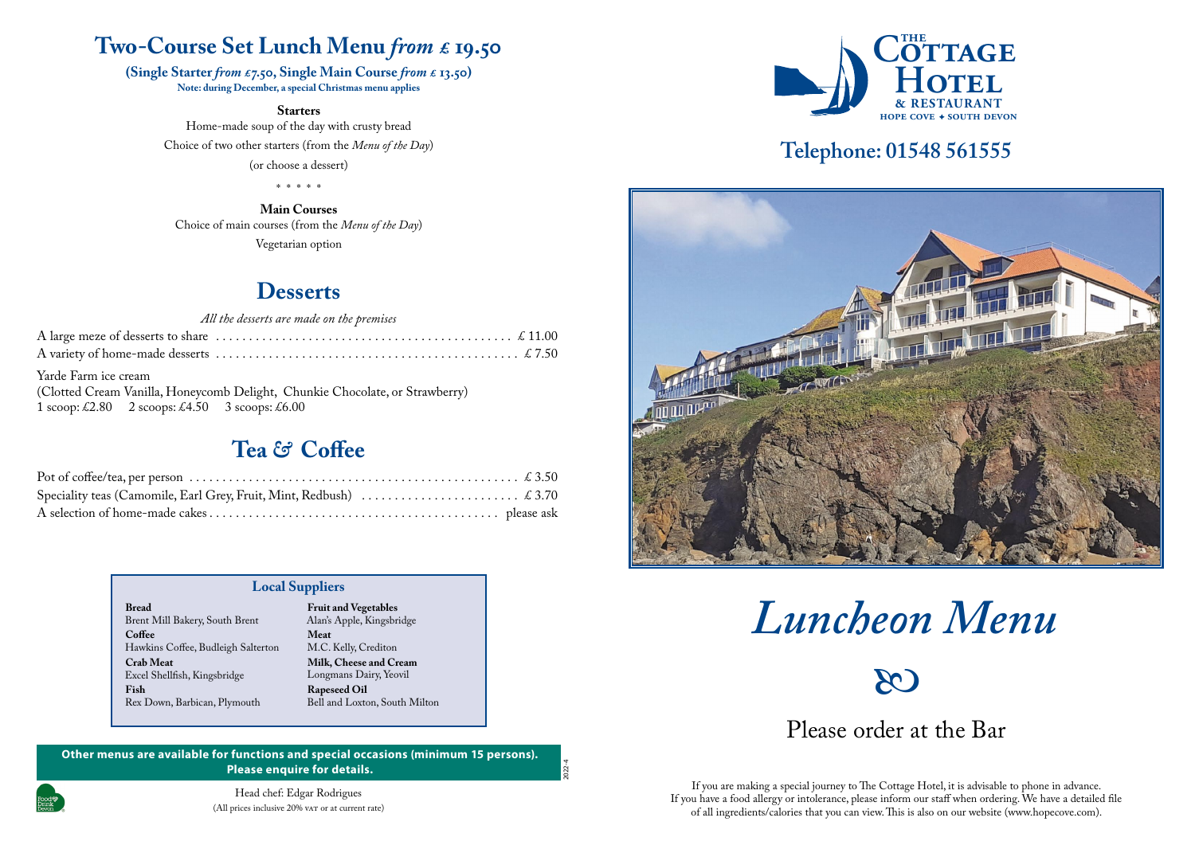## Two-Course Set Lunch Menu *from* £ 19.50

**(Single Starter *from* £7.50, Single Main Course *from* £ 13.50)**

**Note: during December, a special Christmas menu applies**

**Starters**

Home-made soup of the day with crusty bread

Choice of two other starters (from the *Menu of the Day*)

(or choose a dessert)

\* \* \* \* \*

**Main Courses**

Choice of main courses (from the *Menu of the Day*)

Vegetarian option

## Desserts

*All the desserts are made on the premises*

A large meze of desserts to share ............ £ 11.00

A variety of home-made desserts ............ £ 7.50

Yarde Farm ice cream

(Clotted Cream Vanilla, Honeycomb Delight, Chunkie Chocolate, or Strawberry)

1 scoop: £2.80 2 scoops: £4.50 3 scoops: £6.00

## Tea & Coffee

Pot of coffee/tea, per person ............ £ 3.50

Speciality teas (Camomile, Earl Grey, Fruit, Mint, Redbush) ............ £ 3.70

A selection of home-made cakes ............ please ask

### Local Suppliers

**Bread**
Brent Mill Bakery, South Brent

**Coffee**
Hawkins Coffee, Budleigh Salterton

**Crab Meat**
Excel Shellfish, Kingsbridge

**Fish**
Rex Down, Barbican, Plymouth

**Fruit and Vegetables**
Alan's Apple, Kingsbridge

**Meat**
M.C. Kelly, Crediton

**Milk, Cheese and Cream**
Longmans Dairy, Yeovil

**Rapeseed Oil**
Bell and Loxton, South Milton

**Other menus are available for functions and special occasions (minimum 15 persons). Please enquire for details.**

Head chef: Edgar Rodrigues

(All prices inclusive 20% VAT or at current rate)

2022-4

# The Cottage Hotel & Restaurant

HOPE COVE ✦ SOUTH DEVON

## Telephone: 01548 561555

# *Luncheon Menu*

## Please order at the Bar

If you are making a special journey to The Cottage Hotel, it is advisable to phone in advance. If you have a food allergy or intolerance, please inform our staff when ordering. We have a detailed file of all ingredients/calories that you can view. This is also on our website (www.hopecove.com).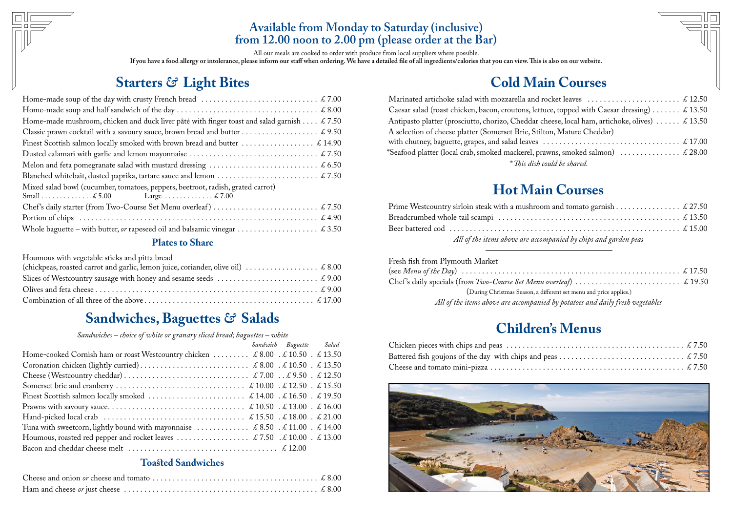## Available from Monday to Saturday (inclusive) from 12.00 noon to 2.00 pm (please order at the Bar)

All our meals are cooked to order with produce from local suppliers where possible.

**If you have a food allergy or intolerance, please inform our staff when ordering. We have a detailed file of all ingredients/calories that you can view. This is also on our website.**

# Starters & Light Bites

Home-made soup of the day with crusty French bread .......... £ 7.00
Home-made soup and half sandwich of the day .......... £ 8.00
Home-made mushroom, chicken and duck liver pâté with finger toast and salad garnish .......... £ 7.50
Classic prawn cocktail with a savoury sauce, brown bread and butter .......... £ 9.50
Finest Scottish salmon locally smoked with brown bread and butter .......... £ 14.90
Dusted calamari with garlic and lemon mayonnaise .......... £ 7.50
Melon and feta pomegranate salad with mustard dressing .......... £ 6.50
Blanched whitebait, dusted paprika, tartare sauce and lemon .......... £ 7.50
Mixed salad bowl (cucumber, tomatoes, peppers, beetroot, radish, grated carrot)
Small .......... £ 5.00 Large .......... £ 7.00
Chef's daily starter (from Two-Course Set Menu overleaf) .......... £ 7.50
Portion of chips .......... £ 4.90
Whole baguette – with butter, *or* rapeseed oil and balsamic vinegar .......... £ 3.50

### Plates to Share

Houmous with vegetable sticks and pitta bread
(chickpeas, roasted carrot and garlic, lemon juice, coriander, olive oil) .......... £ 8.00
Slices of Westcountry sausage with honey and sesame seeds .......... £ 9.00
Olives and feta cheese .......... £ 9.00
Combination of all three of the above .......... £ 17.00

# Sandwiches, Baguettes & Salads

*Sandwiches – choice of white or granary sliced bread; baguettes – white*

| | Sandwich | Baguette | Salad |
|---|---|---|---|
| Home-cooked Cornish ham or roast Westcountry chicken | £ 8.00 | £ 10.50 | £ 13.50 |
| Coronation chicken (lightly curried) | £ 8.00 | £ 10.50 | £ 13.50 |
| Cheese (Westcountry cheddar) | £ 7.00 | £ 9.50 | £ 12.50 |
| Somerset brie and cranberry | £ 10.00 | £ 12.50 | £ 15.50 |
| Finest Scottish salmon locally smoked | £ 14.00 | £ 16.50 | £ 19.50 |
| Prawns with savoury sauce | £ 10.50 | £ 13.00 | £ 16.00 |
| Hand-picked local crab | £ 15.50 | £ 18.00 | £ 21.00 |
| Tuna with sweetcorn, lightly bound with mayonnaise | £ 8.50 | £ 11.00 | £ 14.00 |
| Houmous, roasted red pepper and rocket leaves | £ 7.50 | £ 10.00 | £ 13.00 |
| Bacon and cheddar cheese melt | | £ 12.00 | |

### Toasted Sandwiches

Cheese and onion *or* cheese and tomato .......... £ 8.00
Ham and cheese *or* just cheese .......... £ 8.00

# Cold Main Courses

Marinated artichoke salad with mozzarella and rocket leaves .......... £ 12.50
Caesar salad (roast chicken, bacon, croutons, lettuce, topped with Caesar dressing) .......... £ 13.50
Antipasto platter (prosciutto, chorizo, Cheddar cheese, local ham, artichoke, olives) .......... £ 13.50
A selection of cheese platter (Somerset Brie, Stilton, Mature Cheddar)
with chutney, baguette, grapes, and salad leaves .......... £ 17.00
*Seafood platter (local crab, smoked mackerel, prawns, smoked salmon) .......... £ 28.00

*\* This dish could be shared.*

# Hot Main Courses

Prime Westcountry sirloin steak with a mushroom and tomato garnish .......... £ 27.50
Breadcrumbed whole tail scampi .......... £ 13.50
Beer battered cod .......... £ 15.00

*All of the items above are accompanied by chips and garden peas*

Fresh fish from Plymouth Market
(see *Menu of the Day*) .......... £ 17.50
Chef's daily specials (fro*m Two-Course Set Menu overleaf*) .......... £ 19.50

(During Christmas Season, a different set menu and price applies.)

*All of the items above are accompanied by potatoes and daily fresh vegetables*

# Children's Menus

Chicken pieces with chips and peas .......... £ 7.50
Battered fish goujons of the day with chips and peas .......... £ 7.50
Cheese and tomato mini-pizza .......... £ 7.50